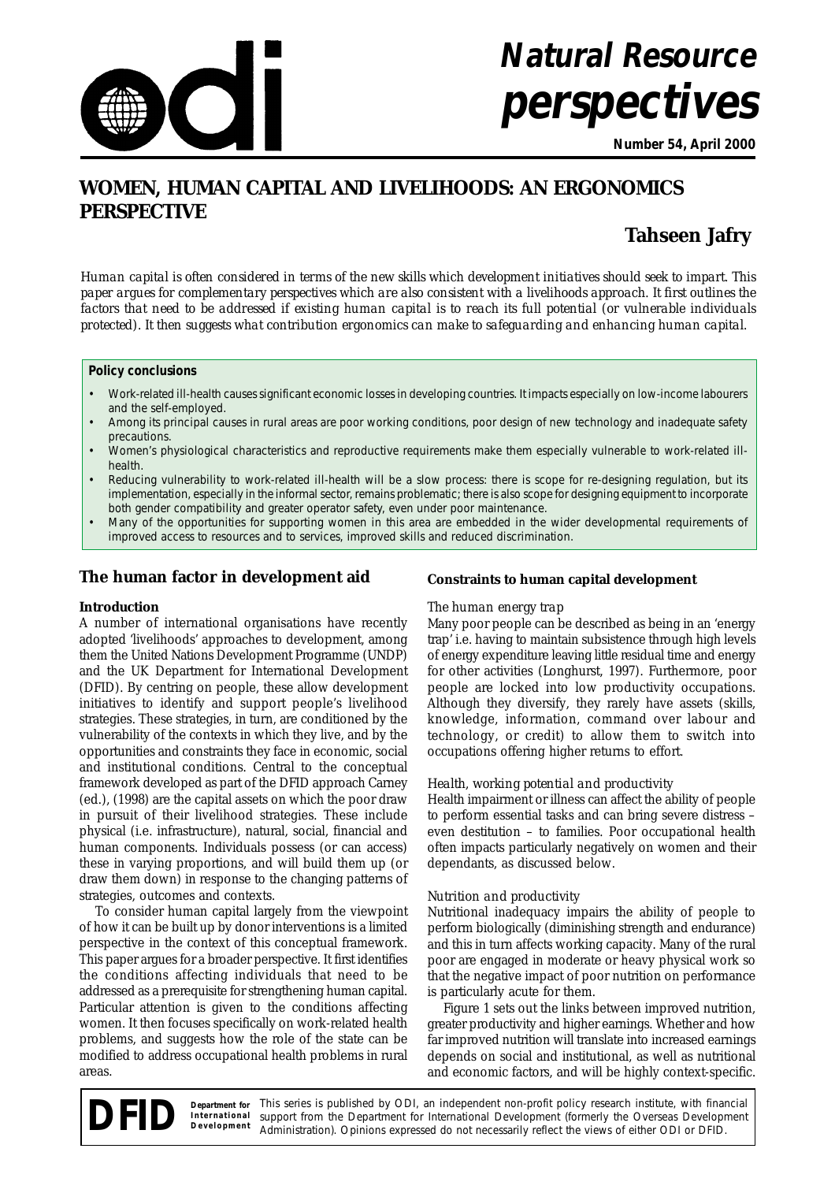Natural Resource **perspectives**

**Number 54, April 2000**

# WOMEN, HUMAN CAPITAL AND LIVELIHOODS: AN ERGONOMICS PERSPECTIVE

**Tahseen Jafry**

*Human capital is often considered in terms of the new skills which development initiatives should seek to impart. This paper argues for complementary perspectives which are also consistent with a livelihoods approach. It first outlines the factors that need to be addressed if existing human capital is to reach its full potential (or vulnerable individuals protected). It then suggests what contribution ergonomics can make to safeguarding and enhancing human capital.*

**Policy conclusions**

- Work-related ill-health causes significant economic losses in developing countries. It impacts especially on low-income labourers and the self-employed.
- Among its principal causes in rural areas are poor working conditions, poor design of new technology and inadequate safety precautions.
- Women's physiological characteristics and reproductive requirements make them especially vulnerable to work-related ill-health.
- Reducing vulnerability to work-related ill-health will be a slow process: there is scope for re-designing regulation, but its implementation, especially in the informal sector, remains problematic; there is also scope for designing equipment to incorporate both gender compatibility and greater operator safety, even under poor maintenance.
- Many of the opportunities for supporting women in this area are embedded in the wider developmental requirements of improved access to resources and to services, improved skills and reduced discrimination.

## The human factor in development aid

### Introduction

A number of international organisations have recently adopted 'livelihoods' approaches to development, among them the United Nations Development Programme (UNDP) and the UK Department for International Development (DFID). By centring on people, these allow development initiatives to identify and support people's livelihood strategies. These strategies, in turn, are conditioned by the vulnerability of the contexts in which they live, and by the opportunities and constraints they face in economic, social and institutional conditions. Central to the conceptual framework developed as part of the DFID approach Carney (ed.), (1998) are the capital assets on which the poor draw in pursuit of their livelihood strategies. These include physical (i.e. infrastructure), natural, social, financial and human components. Individuals possess (or can access) these in varying proportions, and will build them up (or draw them down) in response to the changing patterns of strategies, outcomes and contexts.

To consider human capital largely from the viewpoint of how it can be built up by donor interventions is a limited perspective in the context of this conceptual framework. This paper argues for a broader perspective. It first identifies the conditions affecting individuals that need to be addressed as a prerequisite for strengthening human capital. Particular attention is given to the conditions affecting women. It then focuses specifically on work-related health problems, and suggests how the role of the state can be modified to address occupational health problems in rural areas.

### Constraints to human capital development

*The human energy trap*

Many poor people can be described as being in an 'energy trap' i.e. having to maintain subsistence through high levels of energy expenditure leaving little residual time and energy for other activities (Longhurst, 1997). Furthermore, poor people are locked into low productivity occupations. Although they diversify, they rarely have assets (skills, knowledge, information, command over labour and technology, or credit) to allow them to switch into occupations offering higher returns to effort.

*Health, working potential and productivity*

Health impairment or illness can affect the ability of people to perform essential tasks and can bring severe distress – even destitution – to families. Poor occupational health often impacts particularly negatively on women and their dependants, as discussed below.

*Nutrition and productivity*

Nutritional inadequacy impairs the ability of people to perform biologically (diminishing strength and endurance) and this in turn affects working capacity. Many of the rural poor are engaged in moderate or heavy physical work so that the negative impact of poor nutrition on performance is particularly acute for them.

Figure 1 sets out the links between improved nutrition, greater productivity and higher earnings. Whether and how far improved nutrition will translate into increased earnings depends on social and institutional, as well as nutritional and economic factors, and will be highly context-specific.

**DFID** Department for International Development — This series is published by ODI, an independent non-profit policy research institute, with financial support from the Department for International Development (formerly the Overseas Development Administration). Opinions expressed do not necessarily reflect the views of either ODI or DFID.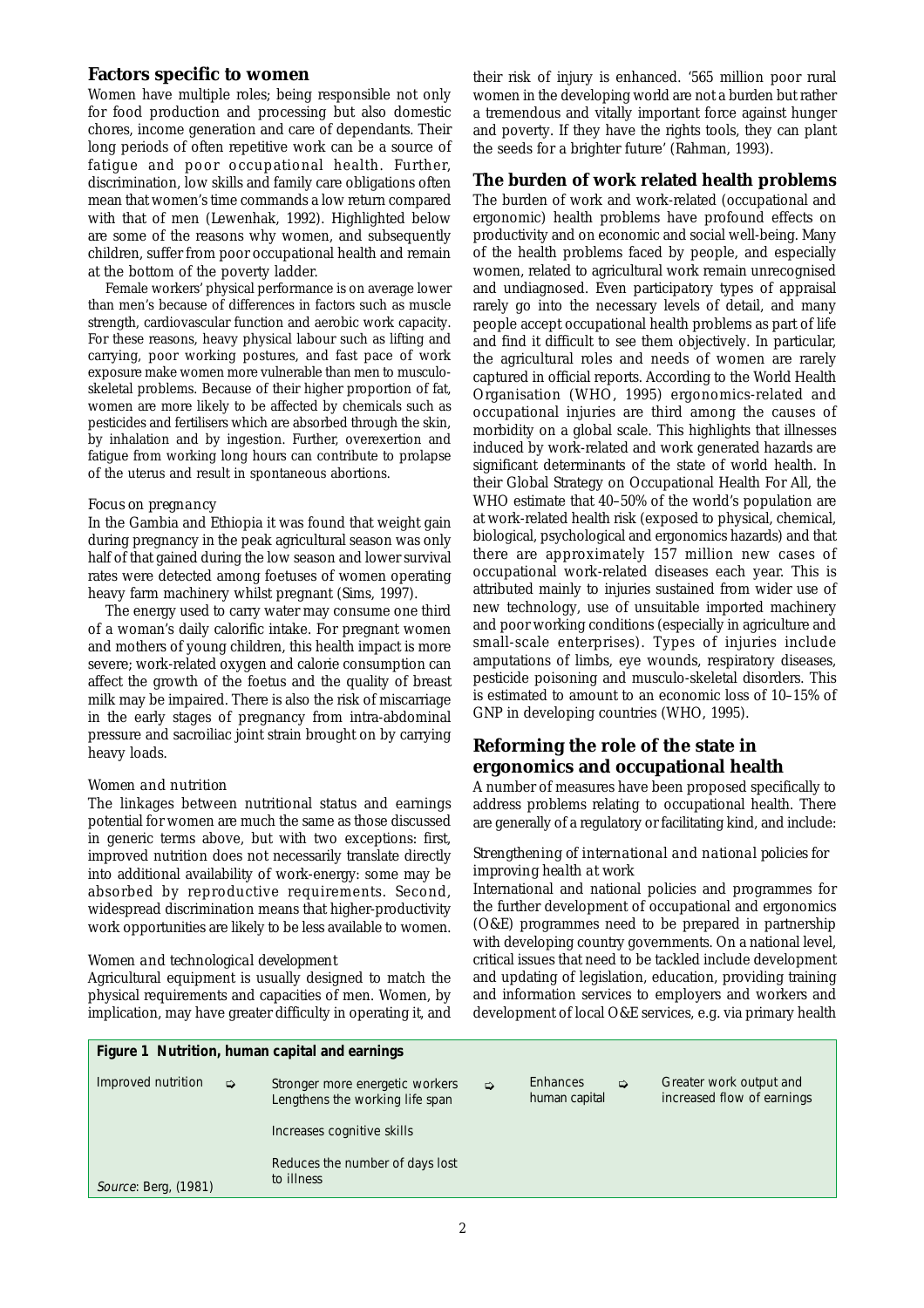## Factors specific to women

Women have multiple roles; being responsible not only for food production and processing but also domestic chores, income generation and care of dependants. Their long periods of often repetitive work can be a source of fatigue and poor occupational health. Further, discrimination, low skills and family care obligations often mean that women's time commands a low return compared with that of men (Lewenhak, 1992). Highlighted below are some of the reasons why women, and subsequently children, suffer from poor occupational health and remain at the bottom of the poverty ladder.

Female workers' physical performance is on average lower than men's because of differences in factors such as muscle strength, cardiovascular function and aerobic work capacity. For these reasons, heavy physical labour such as lifting and carrying, poor working postures, and fast pace of work exposure make women more vulnerable than men to musculo-skeletal problems. Because of their higher proportion of fat, women are more likely to be affected by chemicals such as pesticides and fertilisers which are absorbed through the skin, by inhalation and by ingestion. Further, overexertion and fatigue from working long hours can contribute to prolapse of the uterus and result in spontaneous abortions.

### *Focus on pregnancy*

In the Gambia and Ethiopia it was found that weight gain during pregnancy in the peak agricultural season was only half of that gained during the low season and lower survival rates were detected among foetuses of women operating heavy farm machinery whilst pregnant (Sims, 1997).

The energy used to carry water may consume one third of a woman's daily calorific intake. For pregnant women and mothers of young children, this health impact is more severe; work-related oxygen and calorie consumption can affect the growth of the foetus and the quality of breast milk may be impaired. There is also the risk of miscarriage in the early stages of pregnancy from intra-abdominal pressure and sacroiliac joint strain brought on by carrying heavy loads.

### *Women and nutrition*

The linkages between nutritional status and earnings potential for women are much the same as those discussed in generic terms above, but with two exceptions: first, improved nutrition does not necessarily translate directly into additional availability of work-energy: some may be absorbed by reproductive requirements. Second, widespread discrimination means that higher-productivity work opportunities are likely to be less available to women.

### *Women and technological development*

Agricultural equipment is usually designed to match the physical requirements and capacities of men. Women, by implication, may have greater difficulty in operating it, and their risk of injury is enhanced. '565 million poor rural women in the developing world are not a burden but rather a tremendous and vitally important force against hunger and poverty. If they have the rights tools, they can plant the seeds for a brighter future' (Rahman, 1993).

## The burden of work related health problems

The burden of work and work-related (occupational and ergonomic) health problems have profound effects on productivity and on economic and social well-being. Many of the health problems faced by people, and especially women, related to agricultural work remain unrecognised and undiagnosed. Even participatory types of appraisal rarely go into the necessary levels of detail, and many people accept occupational health problems as part of life and find it difficult to see them objectively. In particular, the agricultural roles and needs of women are rarely captured in official reports. According to the World Health Organisation (WHO, 1995) ergonomics-related and occupational injuries are third among the causes of morbidity on a global scale. This highlights that illnesses induced by work-related and work generated hazards are significant determinants of the state of world health. In their Global Strategy on Occupational Health For All, the WHO estimate that 40–50% of the world's population are at work-related health risk (exposed to physical, chemical, biological, psychological and ergonomics hazards) and that there are approximately 157 million new cases of occupational work-related diseases each year. This is attributed mainly to injuries sustained from wider use of new technology, use of unsuitable imported machinery and poor working conditions (especially in agriculture and small-scale enterprises). Types of injuries include amputations of limbs, eye wounds, respiratory diseases, pesticide poisoning and musculo-skeletal disorders. This is estimated to amount to an economic loss of 10–15% of GNP in developing countries (WHO, 1995).

## Reforming the role of the state in ergonomics and occupational health

A number of measures have been proposed specifically to address problems relating to occupational health. There are generally of a regulatory or facilitating kind, and include:

### *Strengthening of international and national policies for improving health at work*

International and national policies and programmes for the further development of occupational and ergonomics (O&E) programmes need to be prepared in partnership with developing country governments. On a national level, critical issues that need to be tackled include development and updating of legislation, education, providing training and information services to employers and workers and development of local O&E services, e.g. via primary health

**Figure 1 Nutrition, human capital and earnings**

| | | | | | | |
|---|---|---|---|---|---|---|
| Improved nutrition | ⇨ | Stronger more energetic workers<br>Lengthens the working life span | ⇨ | Enhances human capital | ⇨ | Greater work output and increased flow of earnings |
| | | Increases cognitive skills | | | | |
| | | Reduces the number of days lost to illness | | | | |

*Source*: Berg, (1981)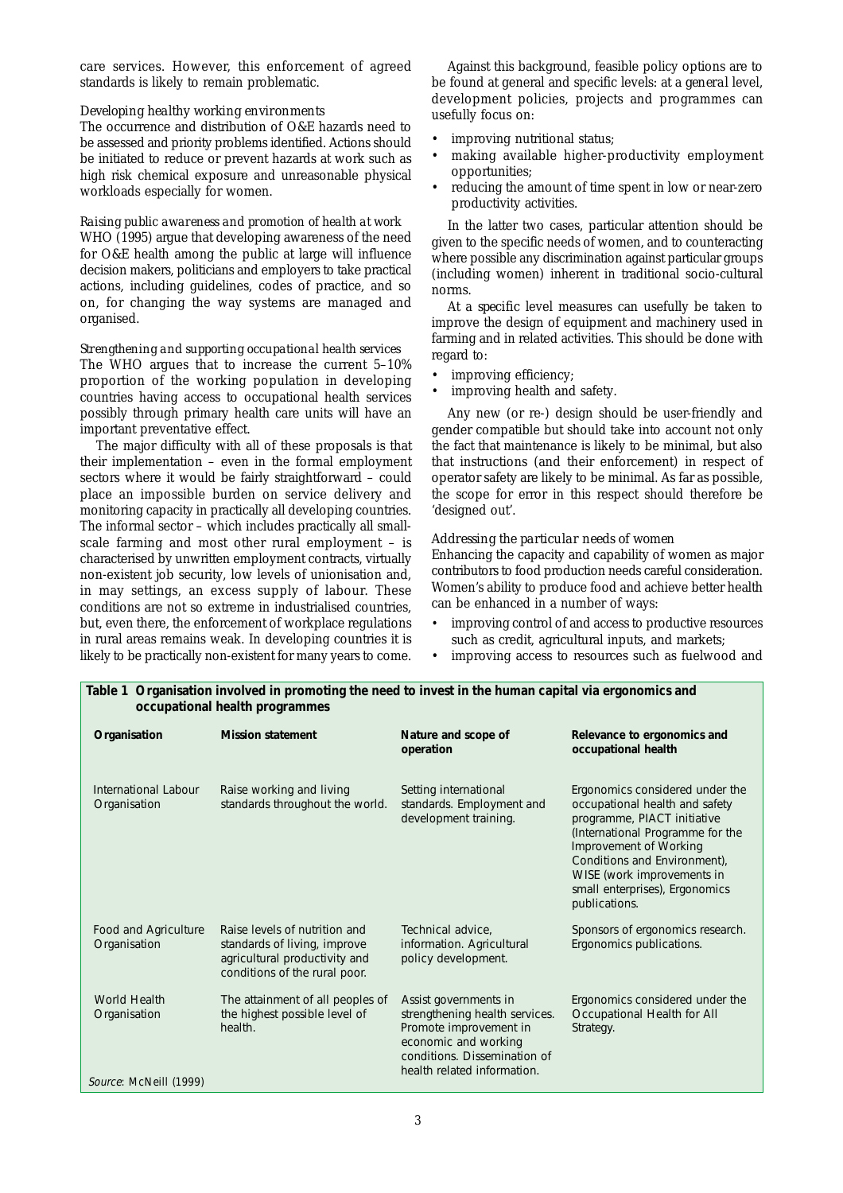care services. However, this enforcement of agreed standards is likely to remain problematic.

*Developing healthy working environments*
The occurrence and distribution of O&E hazards need to be assessed and priority problems identified. Actions should be initiated to reduce or prevent hazards at work such as high risk chemical exposure and unreasonable physical workloads especially for women.

*Raising public awareness and promotion of health at work*
WHO (1995) argue that developing awareness of the need for O&E health among the public at large will influence decision makers, politicians and employers to take practical actions, including guidelines, codes of practice, and so on, for changing the way systems are managed and organised.

*Strengthening and supporting occupational health services*
The WHO argues that to increase the current 5–10% proportion of the working population in developing countries having access to occupational health services possibly through primary health care units will have an important preventative effect.

The major difficulty with all of these proposals is that their implementation – even in the formal employment sectors where it would be fairly straightforward – could place an impossible burden on service delivery and monitoring capacity in practically all developing countries. The informal sector – which includes practically all small-scale farming and most other rural employment – is characterised by unwritten employment contracts, virtually non-existent job security, low levels of unionisation and, in may settings, an excess supply of labour. These conditions are not so extreme in industrialised countries, but, even there, the enforcement of workplace regulations in rural areas remains weak. In developing countries it is likely to be practically non-existent for many years to come.

Against this background, feasible policy options are to be found at general and specific levels: at a general level, development policies, projects and programmes can usefully focus on:

- improving nutritional status;
- making available higher-productivity employment opportunities;
- reducing the amount of time spent in low or near-zero productivity activities.

In the latter two cases, particular attention should be given to the specific needs of women, and to counteracting where possible any discrimination against particular groups (including women) inherent in traditional socio-cultural norms.

At a specific level measures can usefully be taken to improve the design of equipment and machinery used in farming and in related activities. This should be done with regard to:

- improving efficiency;
- improving health and safety.

Any new (or re-) design should be user-friendly and gender compatible but should take into account not only the fact that maintenance is likely to be minimal, but also that instructions (and their enforcement) in respect of operator safety are likely to be minimal. As far as possible, the scope for error in this respect should therefore be 'designed out'.

*Addressing the particular needs of women*
Enhancing the capacity and capability of women as major contributors to food production needs careful consideration. Women's ability to produce food and achieve better health can be enhanced in a number of ways:

- improving control of and access to productive resources such as credit, agricultural inputs, and markets;
- improving access to resources such as fuelwood and

**Table 1 Organisation involved in promoting the need to invest in the human capital via ergonomics and occupational health programmes**

| Organisation | Mission statement | Nature and scope of operation | Relevance to ergonomics and occupational health |
|---|---|---|---|
| International Labour Organisation | Raise working and living standards throughout the world. | Setting international standards. Employment and development training. | Ergonomics considered under the occupational health and safety programme, PIACT initiative (International Programme for the Improvement of Working Conditions and Environment), WISE (work improvements in small enterprises), Ergonomics publications. |
| Food and Agriculture Organisation | Raise levels of nutrition and standards of living, improve agricultural productivity and conditions of the rural poor. | Technical advice, information. Agricultural policy development. | Sponsors of ergonomics research. Ergonomics publications. |
| World Health Organisation | The attainment of all peoples of the highest possible level of health. | Assist governments in strengthening health services. Promote improvement in economic and working conditions. Dissemination of health related information. | Ergonomics considered under the Occupational Health for All Strategy. |

*Source*: McNeill (1999)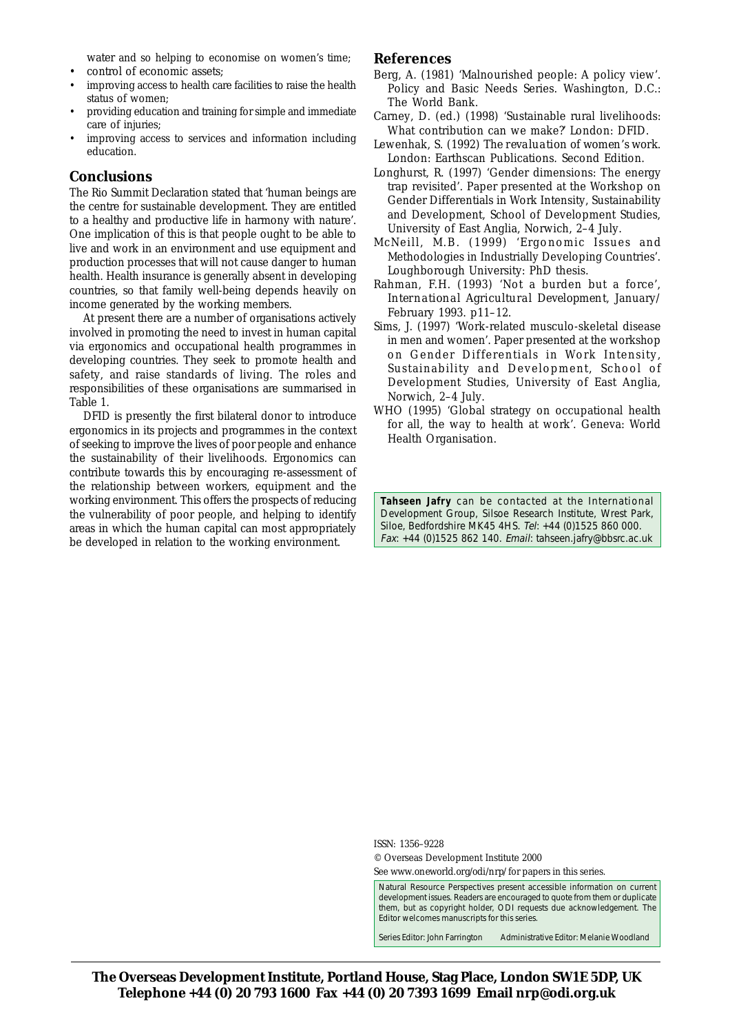water and so helping to economise on women's time;

- control of economic assets;
- improving access to health care facilities to raise the health status of women;
- providing education and training for simple and immediate care of injuries;
- improving access to services and information including education.

## Conclusions

The Rio Summit Declaration stated that 'human beings are the centre for sustainable development. They are entitled to a healthy and productive life in harmony with nature'. One implication of this is that people ought to be able to live and work in an environment and use equipment and production processes that will not cause danger to human health. Health insurance is generally absent in developing countries, so that family well-being depends heavily on income generated by the working members.

At present there are a number of organisations actively involved in promoting the need to invest in human capital via ergonomics and occupational health programmes in developing countries. They seek to promote health and safety, and raise standards of living. The roles and responsibilities of these organisations are summarised in Table 1.

DFID is presently the first bilateral donor to introduce ergonomics in its projects and programmes in the context of seeking to improve the lives of poor people and enhance the sustainability of their livelihoods. Ergonomics can contribute towards this by encouraging re-assessment of the relationship between workers, equipment and the working environment. This offers the prospects of reducing the vulnerability of poor people, and helping to identify areas in which the human capital can most appropriately be developed in relation to the working environment.

## References

Berg, A. (1981) 'Malnourished people: A policy view'. Policy and Basic Needs Series. Washington, D.C.: The World Bank.

Carney, D. (ed.) (1998) 'Sustainable rural livelihoods: What contribution can we make?' London: DFID.

Lewenhak, S. (1992) *The revaluation of women's work*. London: Earthscan Publications. Second Edition.

Longhurst, R. (1997) 'Gender dimensions: The energy trap revisited'. Paper presented at the Workshop on Gender Differentials in Work Intensity, Sustainability and Development, School of Development Studies, University of East Anglia, Norwich, 2–4 July.

McNeill, M.B. (1999) 'Ergonomic Issues and Methodologies in Industrially Developing Countries'. Loughborough University: PhD thesis.

Rahman, F.H. (1993) 'Not a burden but a force', *International Agricultural Development*, January/February 1993. p11–12.

Sims, J. (1997) 'Work-related musculo-skeletal disease in men and women'. Paper presented at the workshop on Gender Differentials in Work Intensity, Sustainability and Development, School of Development Studies, University of East Anglia, Norwich, 2–4 July.

WHO (1995) 'Global strategy on occupational health for all, the way to health at work'. Geneva: World Health Organisation.

**Tahseen Jafry** can be contacted at the International Development Group, Silsoe Research Institute, Wrest Park, Siloe, Bedfordshire MK45 4HS. *Tel*: +44 (0)1525 860 000. *Fax*: +44 (0)1525 862 140. *Email*: tahseen.jafry@bbsrc.ac.uk

ISSN: 1356–9228

© Overseas Development Institute 2000

See www.oneworld.org/odi/nrp/ for papers in this series.

Natural Resource Perspectives present accessible information on current development issues. Readers are encouraged to quote from them or duplicate them, but as copyright holder, ODI requests due acknowledgement. The Editor welcomes manuscripts for this series.

Series Editor: John Farrington    Administrative Editor: Melanie Woodland

**The Overseas Development Institute, Portland House, Stag Place, London SW1E 5DP, UK**
**Telephone +44 (0) 20 793 1600 Fax +44 (0) 20 7393 1699 Email nrp@odi.org.uk**